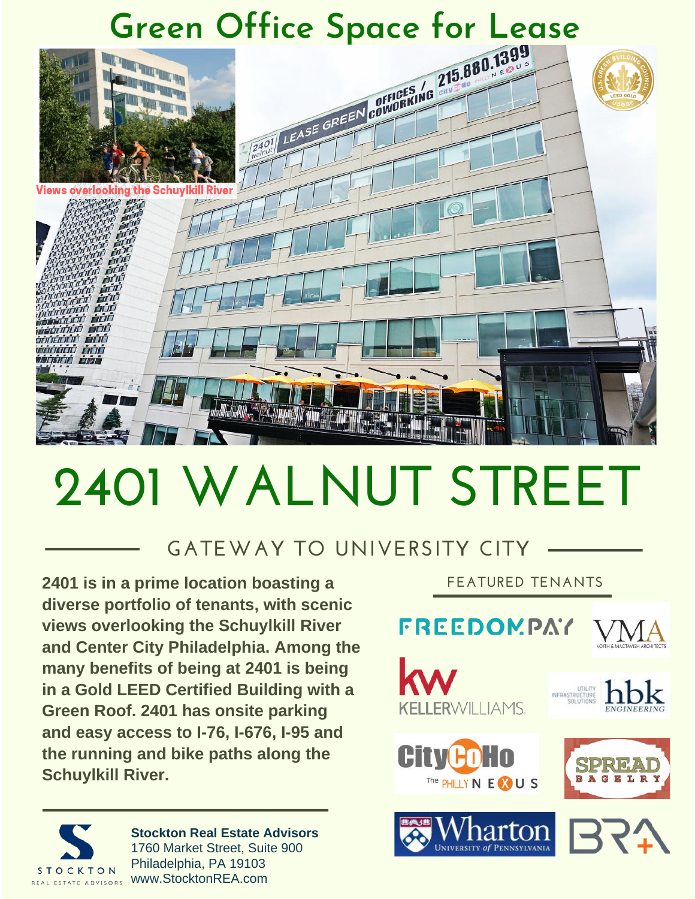# Green Office Space for Lease

Views overlooking the Schuylkill River

# 2401 WALNUT STREET

## GATEWAY TO UNIVERSITY CITY

**2401 is in a prime location boasting a diverse portfolio of tenants, with scenic views overlooking the Schuylkill River and Center City Philadelphia. Among the many benefits of being at 2401 is being in a Gold LEED Certified Building with a Green Roof. 2401 has onsite parking and easy access to I-76, I-676, I-95 and the running and bike paths along the Schuylkill River.**

### FEATURED TENANTS

- FreedomPay
- VMA – Voith & Mactavish Architects
- Keller Williams
- hbk Engineering – Utility Infrastructure Solutions
- CityCoHo – The Philly Nexus
- Spread Bagelry
- Wharton – University of Pennsylvania
- BR+A

**Stockton Real Estate Advisors**
1760 Market Street, Suite 900
Philadelphia, PA 19103
www.StocktonREA.com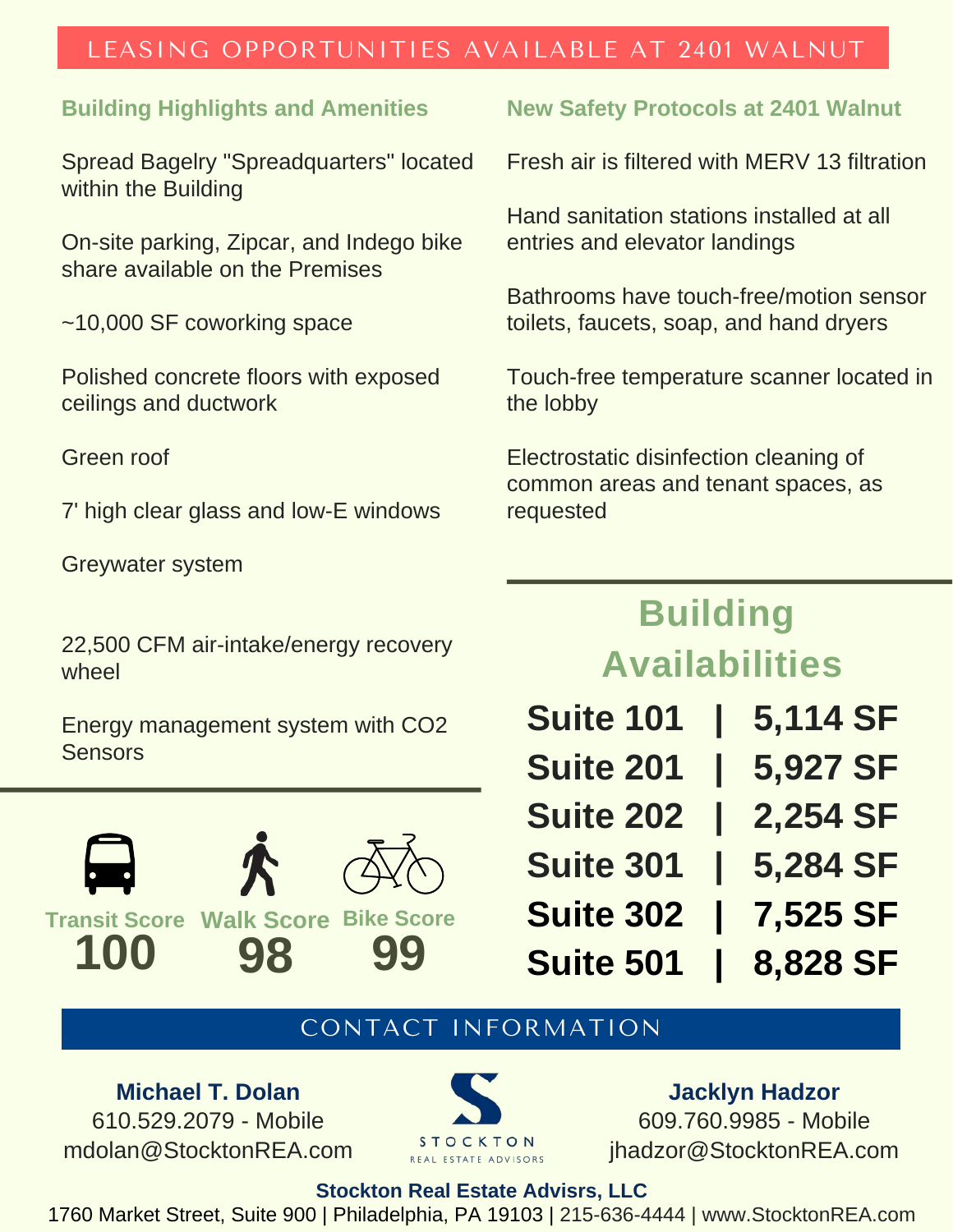# LEASING OPPORTUNITIES AVAILABLE AT 2401 WALNUT

## Building Highlights and Amenities

Spread Bagelry "Spreadquarters" located within the Building

On-site parking, Zipcar, and Indego bike share available on the Premises

~10,000 SF coworking space

Polished concrete floors with exposed ceilings and ductwork

Green roof

7' high clear glass and low-E windows

Greywater system

22,500 CFM air-intake/energy recovery wheel

Energy management system with CO2 Sensors

Transit Score **100**

Walk Score **98**

Bike Score **99**

## New Safety Protocols at 2401 Walnut

Fresh air is filtered with MERV 13 filtration

Hand sanitation stations installed at all entries and elevator landings

Bathrooms have touch-free/motion sensor toilets, faucets, soap, and hand dryers

Touch-free temperature scanner located in the lobby

Electrostatic disinfection cleaning of common areas and tenant spaces, as requested

## Building Availabilities

| | |
|---|---|
| **Suite 101** | **5,114 SF** |
| **Suite 201** | **5,927 SF** |
| **Suite 202** | **2,254 SF** |
| **Suite 301** | **5,284 SF** |
| **Suite 302** | **7,525 SF** |
| **Suite 501** | **8,828 SF** |

## CONTACT INFORMATION

**Michael T. Dolan**
610.529.2079 - Mobile
mdolan@StocktonREA.com

STOCKTON
REAL ESTATE ADVISORS

**Jacklyn Hadzor**
609.760.9985 - Mobile
jhadzor@StocktonREA.com

**Stockton Real Estate Advisrs, LLC**
1760 Market Street, Suite 900 | Philadelphia, PA 19103 | 215-636-4444 | www.StocktonREA.com